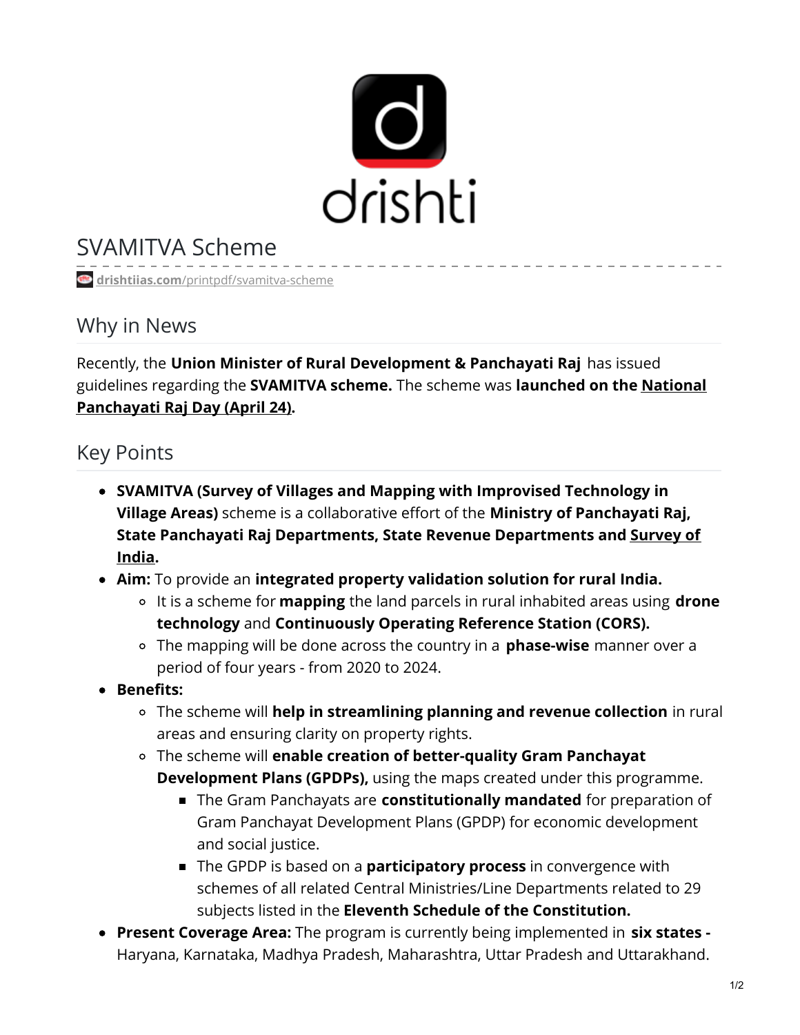# SVAMITVA Scheme

drishtiias.com/printpdf/svamitva-scheme

## Why in News

Recently, the **Union Minister of Rural Development & Panchayati Raj** has issued guidelines regarding the **SVAMITVA scheme.** The scheme was **launched on the National Panchayati Raj Day (April 24).**

## Key Points

- **SVAMITVA (Survey of Villages and Mapping with Improvised Technology in Village Areas)** scheme is a collaborative effort of the **Ministry of Panchayati Raj, State Panchayati Raj Departments, State Revenue Departments and Survey of India.**
- **Aim:** To provide an **integrated property validation solution for rural India.**
  - It is a scheme for **mapping** the land parcels in rural inhabited areas using **drone technology** and **Continuously Operating Reference Station (CORS).**
  - The mapping will be done across the country in a **phase-wise** manner over a period of four years - from 2020 to 2024.
- **Benefits:**
  - The scheme will **help in streamlining planning and revenue collection** in rural areas and ensuring clarity on property rights.
  - The scheme will **enable creation of better-quality Gram Panchayat Development Plans (GPDPs),** using the maps created under this programme.
    - The Gram Panchayats are **constitutionally mandated** for preparation of Gram Panchayat Development Plans (GPDP) for economic development and social justice.
    - The GPDP is based on a **participatory process** in convergence with schemes of all related Central Ministries/Line Departments related to 29 subjects listed in the **Eleventh Schedule of the Constitution.**
- **Present Coverage Area:** The program is currently being implemented in **six states -** Haryana, Karnataka, Madhya Pradesh, Maharashtra, Uttar Pradesh and Uttarakhand.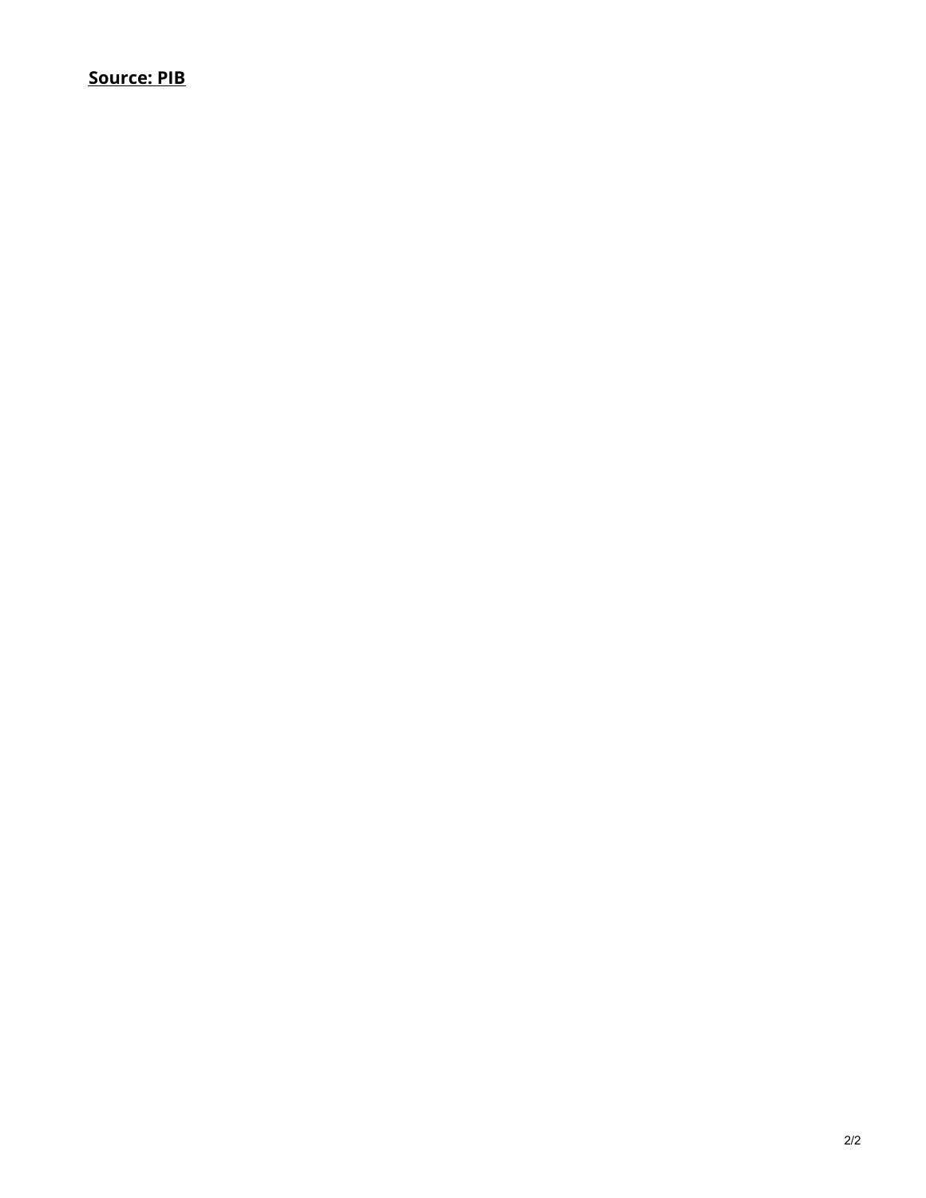**Source: PIB**